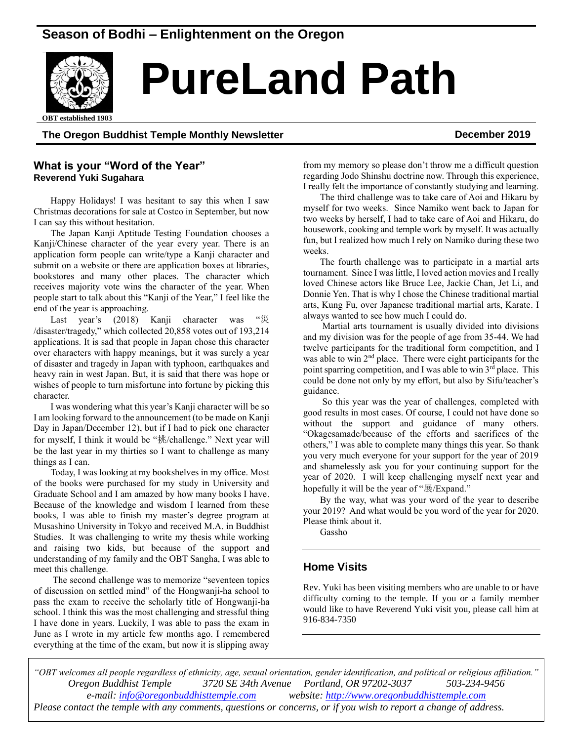Season of Bodhi – Enlightenment on the Oregon

# PureLand Path

OBT established 1903

**The Oregon Buddhist Temple Monthly Newsletter** **December 2019**

## What is your "Word of the Year"

**Reverend Yuki Sugahara**

Happy Holidays! I was hesitant to say this when I saw Christmas decorations for sale at Costco in September, but now I can say this without hesitation.

The Japan Kanji Aptitude Testing Foundation chooses a Kanji/Chinese character of the year every year. There is an application form people can write/type a Kanji character and submit on a website or there are application boxes at libraries, bookstores and many other places. The character which receives majority vote wins the character of the year. When people start to talk about this "Kanji of the Year," I feel like the end of the year is approaching.

Last year's (2018) Kanji character was "災/disaster/tragedy," which collected 20,858 votes out of 193,214 applications. It is sad that people in Japan chose this character over characters with happy meanings, but it was surely a year of disaster and tragedy in Japan with typhoon, earthquakes and heavy rain in west Japan. But, it is said that there was hope or wishes of people to turn misfortune into fortune by picking this character.

I was wondering what this year's Kanji character will be so I am looking forward to the announcement (to be made on Kanji Day in Japan/December 12), but if I had to pick one character for myself, I think it would be "挑/challenge." Next year will be the last year in my thirties so I want to challenge as many things as I can.

Today, I was looking at my bookshelves in my office. Most of the books were purchased for my study in University and Graduate School and I am amazed by how many books I have. Because of the knowledge and wisdom I learned from these books, I was able to finish my master's degree program at Musashino University in Tokyo and received M.A. in Buddhist Studies. It was challenging to write my thesis while working and raising two kids, but because of the support and understanding of my family and the OBT Sangha, I was able to meet this challenge.

The second challenge was to memorize "seventeen topics of discussion on settled mind" of the Hongwanji-ha school to pass the exam to receive the scholarly title of Hongwanji-ha school. I think this was the most challenging and stressful thing I have done in years. Luckily, I was able to pass the exam in June as I wrote in my article few months ago. I remembered everything at the time of the exam, but now it is slipping away from my memory so please don't throw me a difficult question regarding Jodo Shinshu doctrine now. Through this experience, I really felt the importance of constantly studying and learning.

The third challenge was to take care of Aoi and Hikaru by myself for two weeks. Since Namiko went back to Japan for two weeks by herself, I had to take care of Aoi and Hikaru, do housework, cooking and temple work by myself. It was actually fun, but I realized how much I rely on Namiko during these two weeks.

The fourth challenge was to participate in a martial arts tournament. Since I was little, I loved action movies and I really loved Chinese actors like Bruce Lee, Jackie Chan, Jet Li, and Donnie Yen. That is why I chose the Chinese traditional martial arts, Kung Fu, over Japanese traditional martial arts, Karate. I always wanted to see how much I could do.

Martial arts tournament is usually divided into divisions and my division was for the people of age from 35-44. We had twelve participants for the traditional form competition, and I was able to win 2nd place. There were eight participants for the point sparring competition, and I was able to win 3rd place. This could be done not only by my effort, but also by Sifu/teacher's guidance.

So this year was the year of challenges, completed with good results in most cases. Of course, I could not have done so without the support and guidance of many others. "Okagesamade/because of the efforts and sacrifices of the others," I was able to complete many things this year. So thank you very much everyone for your support for the year of 2019 and shamelessly ask you for your continuing support for the year of 2020. I will keep challenging myself next year and hopefully it will be the year of "展/Expand."

By the way, what was your word of the year to describe your 2019? And what would be you word of the year for 2020. Please think about it.

Gassho

## Home Visits

Rev. Yuki has been visiting members who are unable to or have difficulty coming to the temple. If you or a family member would like to have Reverend Yuki visit you, please call him at 916-834-7350

*"OBT welcomes all people regardless of ethnicity, age, sexual orientation, gender identification, and political or religious affiliation."*
*Oregon Buddhist Temple 3720 SE 34th Avenue Portland, OR 97202-3037 503-234-9456*
*e-mail: info@oregonbuddhisttemple.com website: http://www.oregonbuddhisttemple.com*
*Please contact the temple with any comments, questions or concerns, or if you wish to report a change of address.*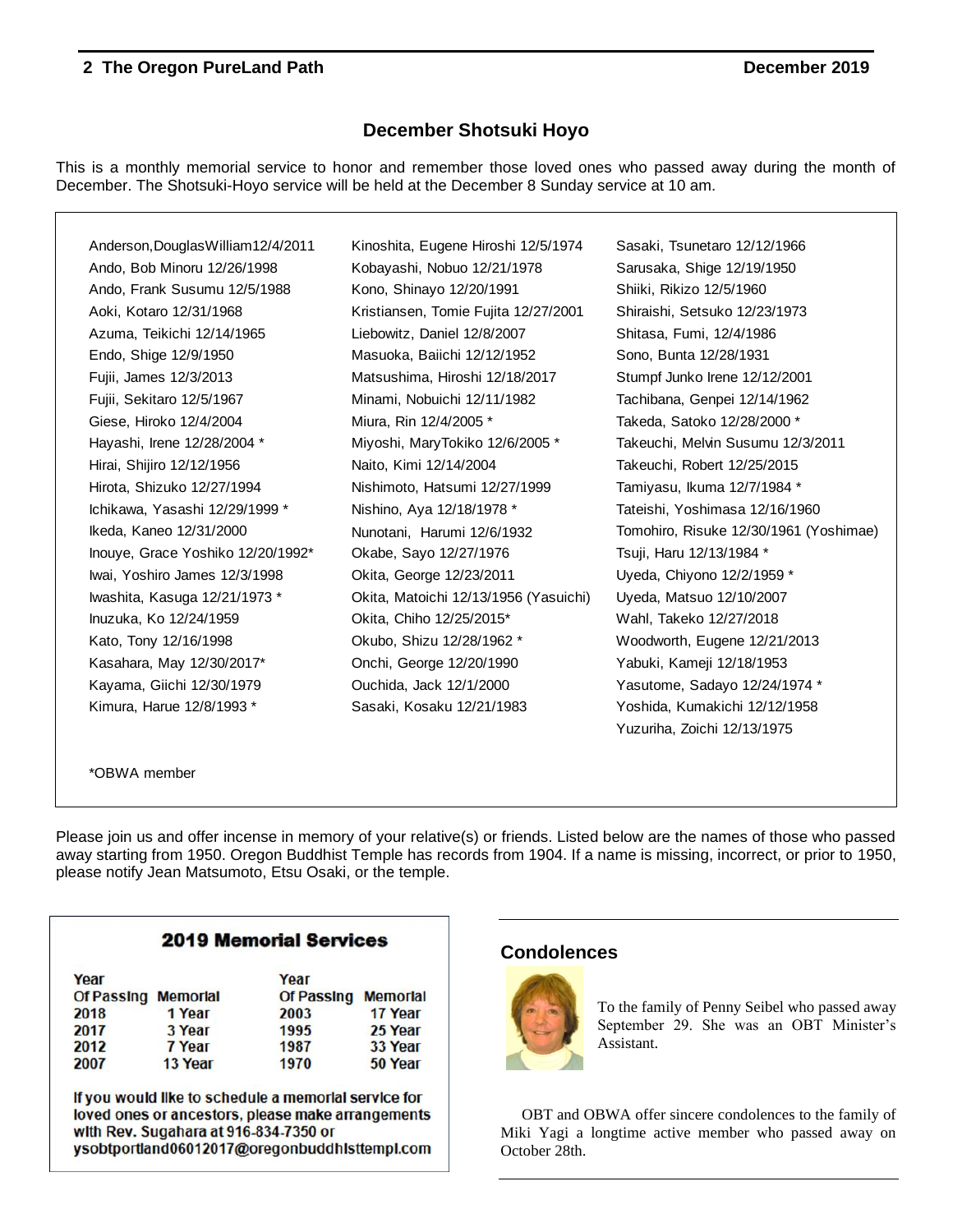## December Shotsuki Hoyo

This is a monthly memorial service to honor and remember those loved ones who passed away during the month of December. The Shotsuki-Hoyo service will be held at the December 8 Sunday service at 10 am.

Anderson,DouglasWilliam12/4/2011
Ando, Bob Minoru 12/26/1998
Ando, Frank Susumu 12/5/1988
Aoki, Kotaro 12/31/1968
Azuma, Teikichi 12/14/1965
Endo, Shige 12/9/1950
Fujii, James 12/3/2013
Fujii, Sekitaro 12/5/1967
Giese, Hiroko 12/4/2004
Hayashi, Irene 12/28/2004 *
Hirai, Shijiro 12/12/1956
Hirota, Shizuko 12/27/1994
Ichikawa, Yasashi 12/29/1999 *
Ikeda, Kaneo 12/31/2000
Inouye, Grace Yoshiko 12/20/1992*
Iwai, Yoshiro James 12/3/1998
Iwashita, Kasuga 12/21/1973 *
Inuzuka, Ko 12/24/1959
Kato, Tony 12/16/1998
Kasahara, May 12/30/2017*
Kayama, Giichi 12/30/1979
Kimura, Harue 12/8/1993 *
Kinoshita, Eugene Hiroshi 12/5/1974
Kobayashi, Nobuo 12/21/1978
Kono, Shinayo 12/20/1991
Kristiansen, Tomie Fujita 12/27/2001
Liebowitz, Daniel 12/8/2007
Masuoka, Baiichi 12/12/1952
Matsushima, Hiroshi 12/18/2017
Minami, Nobuichi 12/11/1982
Miura, Rin 12/4/2005 *
Miyoshi, MaryTokiko 12/6/2005 *
Naito, Kimi 12/14/2004
Nishimoto, Hatsumi 12/27/1999
Nishino, Aya 12/18/1978 *
Nunotani, Harumi 12/6/1932
Okabe, Sayo 12/27/1976
Okita, George 12/23/2011
Okita, Matoichi 12/13/1956 (Yasuichi)
Okita, Chiho 12/25/2015*
Okubo, Shizu 12/28/1962 *
Onchi, George 12/20/1990
Ouchida, Jack 12/1/2000
Sasaki, Kosaku 12/21/1983
Sasaki, Tsunetaro 12/12/1966
Sarusaka, Shige 12/19/1950
Shiiki, Rikizo 12/5/1960
Shiraishi, Setsuko 12/23/1973
Shitasa, Fumi, 12/4/1986
Sono, Bunta 12/28/1931
Stumpf Junko Irene 12/12/2001
Tachibana, Genpei 12/14/1962
Takeda, Satoko 12/28/2000 *
Takeuchi, Melvin Susumu 12/3/2011
Takeuchi, Robert 12/25/2015
Tamiyasu, Ikuma 12/7/1984 *
Tateishi, Yoshimasa 12/16/1960
Tomohiro, Risuke 12/30/1961 (Yoshimae)
Tsuji, Haru 12/13/1984 *
Uyeda, Chiyono 12/2/1959 *
Uyeda, Matsuo 12/10/2007
Wahl, Takeko 12/27/2018
Woodworth, Eugene 12/21/2013
Yabuki, Kameji 12/18/1953
Yasutome, Sadayo 12/24/1974 *
Yoshida, Kumakichi 12/12/1958
Yuzuriha, Zoichi 12/13/1975

*OBWA member

Please join us and offer incense in memory of your relative(s) or friends. Listed below are the names of those who passed away starting from 1950. Oregon Buddhist Temple has records from 1904. If a name is missing, incorrect, or prior to 1950, please notify Jean Matsumoto, Etsu Osaki, or the temple.

### 2019 Memorial Services

| Year Of Passing | Memorial | Year Of Passing | Memorial |
|---|---|---|---|
| 2018 | 1 Year | 2003 | 17 Year |
| 2017 | 3 Year | 1995 | 25 Year |
| 2012 | 7 Year | 1987 | 33 Year |
| 2007 | 13 Year | 1970 | 50 Year |

If you would like to schedule a memorial service for loved ones or ancestors, please make arrangements with Rev. Sugahara at 916-834-7350 or ysobtportland06012017@oregonbuddhisttempl.com

## Condolences

To the family of Penny Seibel who passed away September 29. She was an OBT Minister's Assistant.

OBT and OBWA offer sincere condolences to the family of Miki Yagi a longtime active member who passed away on October 28th.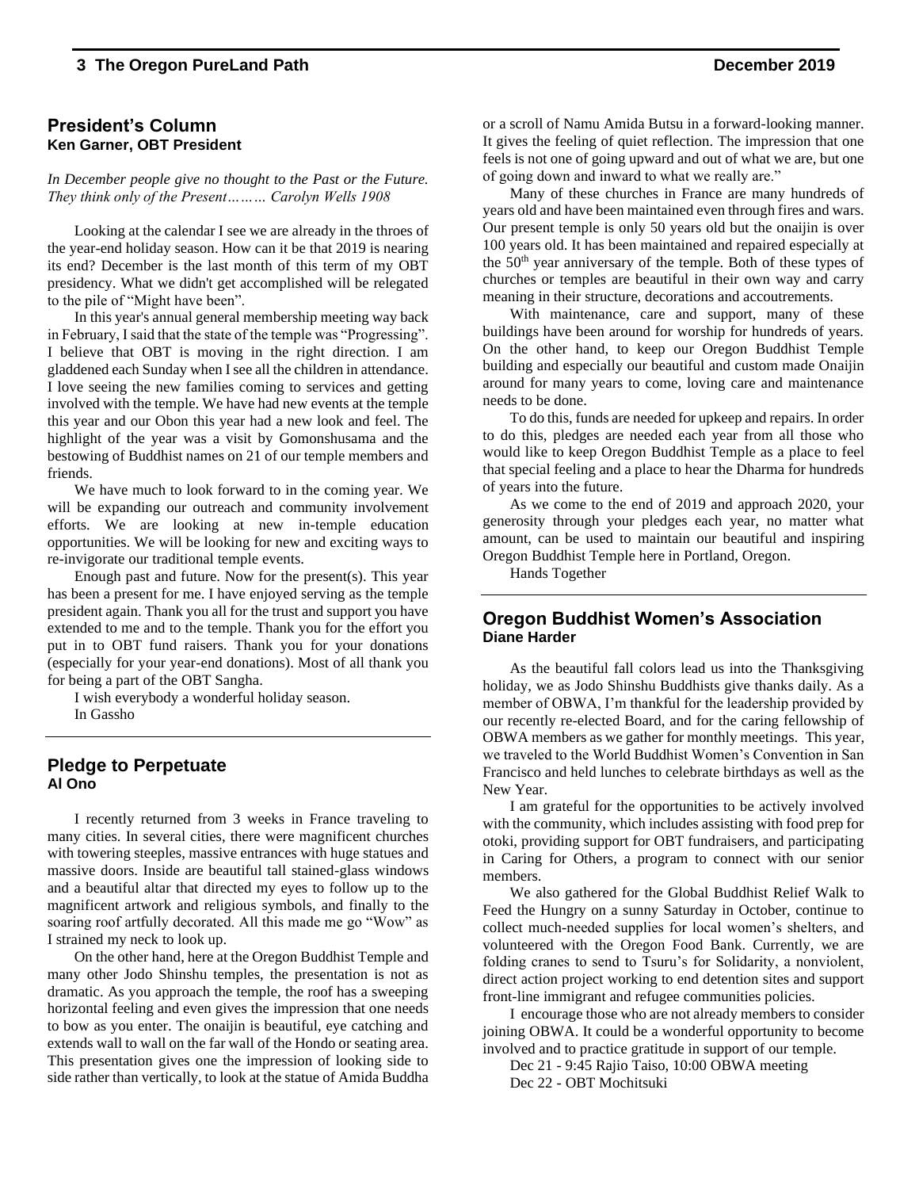## President's Column

**Ken Garner, OBT President**

*In December people give no thought to the Past or the Future. They think only of the Present……… Carolyn Wells 1908*

Looking at the calendar I see we are already in the throes of the year-end holiday season. How can it be that 2019 is nearing its end? December is the last month of this term of my OBT presidency. What we didn't get accomplished will be relegated to the pile of "Might have been".

In this year's annual general membership meeting way back in February, I said that the state of the temple was "Progressing". I believe that OBT is moving in the right direction. I am gladdened each Sunday when I see all the children in attendance. I love seeing the new families coming to services and getting involved with the temple. We have had new events at the temple this year and our Obon this year had a new look and feel. The highlight of the year was a visit by Gomonshusama and the bestowing of Buddhist names on 21 of our temple members and friends.

We have much to look forward to in the coming year. We will be expanding our outreach and community involvement efforts. We are looking at new in-temple education opportunities. We will be looking for new and exciting ways to re-invigorate our traditional temple events.

Enough past and future. Now for the present(s). This year has been a present for me. I have enjoyed serving as the temple president again. Thank you all for the trust and support you have extended to me and to the temple. Thank you for the effort you put in to OBT fund raisers. Thank you for your donations (especially for your year-end donations). Most of all thank you for being a part of the OBT Sangha.

I wish everybody a wonderful holiday season.

In Gassho

## Pledge to Perpetuate

**Al Ono**

I recently returned from 3 weeks in France traveling to many cities. In several cities, there were magnificent churches with towering steeples, massive entrances with huge statues and massive doors. Inside are beautiful tall stained-glass windows and a beautiful altar that directed my eyes to follow up to the magnificent artwork and religious symbols, and finally to the soaring roof artfully decorated. All this made me go "Wow" as I strained my neck to look up.

On the other hand, here at the Oregon Buddhist Temple and many other Jodo Shinshu temples, the presentation is not as dramatic. As you approach the temple, the roof has a sweeping horizontal feeling and even gives the impression that one needs to bow as you enter. The onaijin is beautiful, eye catching and extends wall to wall on the far wall of the Hondo or seating area. This presentation gives one the impression of looking side to side rather than vertically, to look at the statue of Amida Buddha or a scroll of Namu Amida Butsu in a forward-looking manner. It gives the feeling of quiet reflection. The impression that one feels is not one of going upward and out of what we are, but one of going down and inward to what we really are."

Many of these churches in France are many hundreds of years old and have been maintained even through fires and wars. Our present temple is only 50 years old but the onaijin is over 100 years old. It has been maintained and repaired especially at the 50th year anniversary of the temple. Both of these types of churches or temples are beautiful in their own way and carry meaning in their structure, decorations and accoutrements.

With maintenance, care and support, many of these buildings have been around for worship for hundreds of years. On the other hand, to keep our Oregon Buddhist Temple building and especially our beautiful and custom made Onaijin around for many years to come, loving care and maintenance needs to be done.

To do this, funds are needed for upkeep and repairs. In order to do this, pledges are needed each year from all those who would like to keep Oregon Buddhist Temple as a place to feel that special feeling and a place to hear the Dharma for hundreds of years into the future.

As we come to the end of 2019 and approach 2020, your generosity through your pledges each year, no matter what amount, can be used to maintain our beautiful and inspiring Oregon Buddhist Temple here in Portland, Oregon.

Hands Together

## Oregon Buddhist Women's Association

**Diane Harder**

As the beautiful fall colors lead us into the Thanksgiving holiday, we as Jodo Shinshu Buddhists give thanks daily. As a member of OBWA, I'm thankful for the leadership provided by our recently re-elected Board, and for the caring fellowship of OBWA members as we gather for monthly meetings. This year, we traveled to the World Buddhist Women's Convention in San Francisco and held lunches to celebrate birthdays as well as the New Year.

I am grateful for the opportunities to be actively involved with the community, which includes assisting with food prep for otoki, providing support for OBT fundraisers, and participating in Caring for Others, a program to connect with our senior members.

We also gathered for the Global Buddhist Relief Walk to Feed the Hungry on a sunny Saturday in October, continue to collect much-needed supplies for local women's shelters, and volunteered with the Oregon Food Bank. Currently, we are folding cranes to send to Tsuru's for Solidarity, a nonviolent, direct action project working to end detention sites and support front-line immigrant and refugee communities policies.

I encourage those who are not already members to consider joining OBWA. It could be a wonderful opportunity to become involved and to practice gratitude in support of our temple.

Dec 21 - 9:45 Rajio Taiso, 10:00 OBWA meeting

Dec 22 - OBT Mochitsuki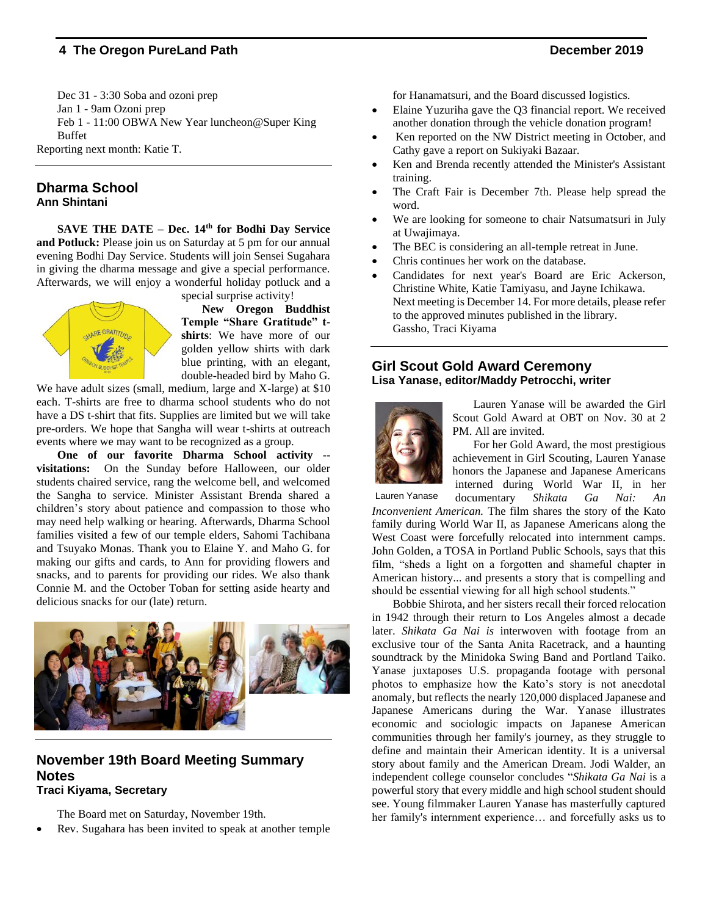Dec 31 - 3:30 Soba and ozoni prep
Jan 1 - 9am Ozoni prep
Feb 1 - 11:00 OBWA New Year luncheon@Super King Buffet

Reporting next month: Katie T.

## Dharma School
**Ann Shintani**

**SAVE THE DATE – Dec. 14th for Bodhi Day Service and Potluck:** Please join us on Saturday at 5 pm for our annual evening Bodhi Day Service. Students will join Sensei Sugahara in giving the dharma message and give a special performance. Afterwards, we will enjoy a wonderful holiday potluck and a special surprise activity!

**New Oregon Buddhist Temple "Share Gratitude" t-shirts**: We have more of our golden yellow shirts with dark blue printing, with an elegant, double-headed bird by Maho G. We have adult sizes (small, medium, large and X-large) at $10 each. T-shirts are free to dharma school students who do not have a DS t-shirt that fits. Supplies are limited but we will take pre-orders. We hope that Sangha will wear t-shirts at outreach events where we may want to be recognized as a group.

**One of our favorite Dharma School activity -- visitations:** On the Sunday before Halloween, our older students chaired service, rang the welcome bell, and welcomed the Sangha to service. Minister Assistant Brenda shared a children's story about patience and compassion to those who may need help walking or hearing. Afterwards, Dharma School families visited a few of our temple elders, Sahomi Tachibana and Tsuyako Monas. Thank you to Elaine Y. and Maho G. for making our gifts and cards, to Ann for providing flowers and snacks, and to parents for providing our rides. We also thank Connie M. and the October Toban for setting aside hearty and delicious snacks for our (late) return.

## November 19th Board Meeting Summary Notes
**Traci Kiyama, Secretary**

The Board met on Saturday, November 19th.

- Rev. Sugahara has been invited to speak at another temple for Hanamatsuri, and the Board discussed logistics.
- Elaine Yuzuriha gave the Q3 financial report. We received another donation through the vehicle donation program!
- Ken reported on the NW District meeting in October, and Cathy gave a report on Sukiyaki Bazaar.
- Ken and Brenda recently attended the Minister's Assistant training.
- The Craft Fair is December 7th. Please help spread the word.
- We are looking for someone to chair Natsumatsuri in July at Uwajimaya.
- The BEC is considering an all-temple retreat in June.
- Chris continues her work on the database.
- Candidates for next year's Board are Eric Ackerson, Christine White, Katie Tamiyasu, and Jayne Ichikawa.

Next meeting is December 14. For more details, please refer to the approved minutes published in the library.

Gassho, Traci Kiyama

## Girl Scout Gold Award Ceremony
**Lisa Yanase, editor/Maddy Petrocchi, writer**

Lauren Yanase

Lauren Yanase will be awarded the Girl Scout Gold Award at OBT on Nov. 30 at 2 PM. All are invited.

For her Gold Award, the most prestigious achievement in Girl Scouting, Lauren Yanase honors the Japanese and Japanese Americans interned during World War II, in her documentary *Shikata Ga Nai: An Inconvenient American.* The film shares the story of the Kato family during World War II, as Japanese Americans along the West Coast were forcefully relocated into internment camps. John Golden, a TOSA in Portland Public Schools, says that this film, "sheds a light on a forgotten and shameful chapter in American history... and presents a story that is compelling and should be essential viewing for all high school students."

Bobbie Shirota, and her sisters recall their forced relocation in 1942 through their return to Los Angeles almost a decade later. *Shikata Ga Nai is* interwoven with footage from an exclusive tour of the Santa Anita Racetrack, and a haunting soundtrack by the Minidoka Swing Band and Portland Taiko. Yanase juxtaposes U.S. propaganda footage with personal photos to emphasize how the Kato's story is not anecdotal anomaly, but reflects the nearly 120,000 displaced Japanese and Japanese Americans during the War. Yanase illustrates economic and sociologic impacts on Japanese American communities through her family's journey, as they struggle to define and maintain their American identity. It is a universal story about family and the American Dream. Jodi Walder, an independent college counselor concludes "*Shikata Ga Nai* is a powerful story that every middle and high school student should see. Young filmmaker Lauren Yanase has masterfully captured her family's internment experience… and forcefully asks us to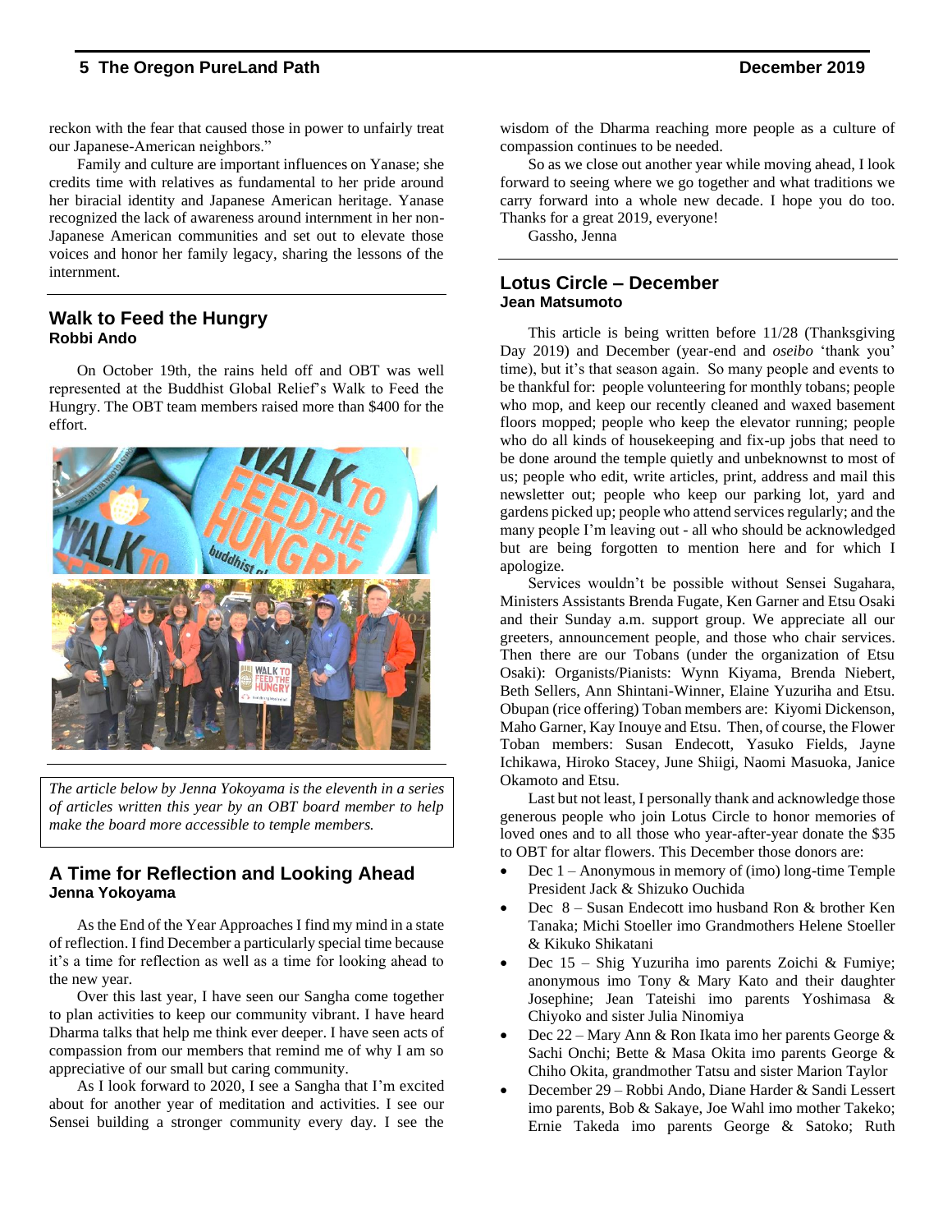reckon with the fear that caused those in power to unfairly treat our Japanese-American neighbors."

Family and culture are important influences on Yanase; she credits time with relatives as fundamental to her pride around her biracial identity and Japanese American heritage. Yanase recognized the lack of awareness around internment in her non-Japanese American communities and set out to elevate those voices and honor her family legacy, sharing the lessons of the internment.

## Walk to Feed the Hungry
**Robbi Ando**

On October 19th, the rains held off and OBT was well represented at the Buddhist Global Relief's Walk to Feed the Hungry. The OBT team members raised more than $400 for the effort.

*The article below by Jenna Yokoyama is the eleventh in a series of articles written this year by an OBT board member to help make the board more accessible to temple members.*

## A Time for Reflection and Looking Ahead
**Jenna Yokoyama**

As the End of the Year Approaches I find my mind in a state of reflection. I find December a particularly special time because it's a time for reflection as well as a time for looking ahead to the new year.

Over this last year, I have seen our Sangha come together to plan activities to keep our community vibrant. I have heard Dharma talks that help me think ever deeper. I have seen acts of compassion from our members that remind me of why I am so appreciative of our small but caring community.

As I look forward to 2020, I see a Sangha that I'm excited about for another year of meditation and activities. I see our Sensei building a stronger community every day. I see the wisdom of the Dharma reaching more people as a culture of compassion continues to be needed.

So as we close out another year while moving ahead, I look forward to seeing where we go together and what traditions we carry forward into a whole new decade. I hope you do too. Thanks for a great 2019, everyone!

Gassho, Jenna

## Lotus Circle – December
**Jean Matsumoto**

This article is being written before 11/28 (Thanksgiving Day 2019) and December (year-end and *oseibo* 'thank you' time), but it's that season again. So many people and events to be thankful for: people volunteering for monthly tobans; people who mop, and keep our recently cleaned and waxed basement floors mopped; people who keep the elevator running; people who do all kinds of housekeeping and fix-up jobs that need to be done around the temple quietly and unbeknownst to most of us; people who edit, write articles, print, address and mail this newsletter out; people who keep our parking lot, yard and gardens picked up; people who attend services regularly; and the many people I'm leaving out - all who should be acknowledged but are being forgotten to mention here and for which I apologize.

Services wouldn't be possible without Sensei Sugahara, Ministers Assistants Brenda Fugate, Ken Garner and Etsu Osaki and their Sunday a.m. support group. We appreciate all our greeters, announcement people, and those who chair services. Then there are our Tobans (under the organization of Etsu Osaki): Organists/Pianists: Wynn Kiyama, Brenda Niebert, Beth Sellers, Ann Shintani-Winner, Elaine Yuzuriha and Etsu. Obupan (rice offering) Toban members are: Kiyomi Dickenson, Maho Garner, Kay Inouye and Etsu. Then, of course, the Flower Toban members: Susan Endecott, Yasuko Fields, Jayne Ichikawa, Hiroko Stacey, June Shiigi, Naomi Masuoka, Janice Okamoto and Etsu.

Last but not least, I personally thank and acknowledge those generous people who join Lotus Circle to honor memories of loved ones and to all those who year-after-year donate the $35 to OBT for altar flowers. This December those donors are:

- Dec 1 – Anonymous in memory of (imo) long-time Temple President Jack & Shizuko Ouchida
- Dec 8 – Susan Endecott imo husband Ron & brother Ken Tanaka; Michi Stoeller imo Grandmothers Helene Stoeller & Kikuko Shikatani
- Dec 15 – Shig Yuzuriha imo parents Zoichi & Fumiye; anonymous imo Tony & Mary Kato and their daughter Josephine; Jean Tateishi imo parents Yoshimasa & Chiyoko and sister Julia Ninomiya
- Dec 22 – Mary Ann & Ron Ikata imo her parents George & Sachi Onchi; Bette & Masa Okita imo parents George & Chiho Okita, grandmother Tatsu and sister Marion Taylor
- December 29 – Robbi Ando, Diane Harder & Sandi Lessert imo parents, Bob & Sakaye, Joe Wahl imo mother Takeko; Ernie Takeda imo parents George & Satoko; Ruth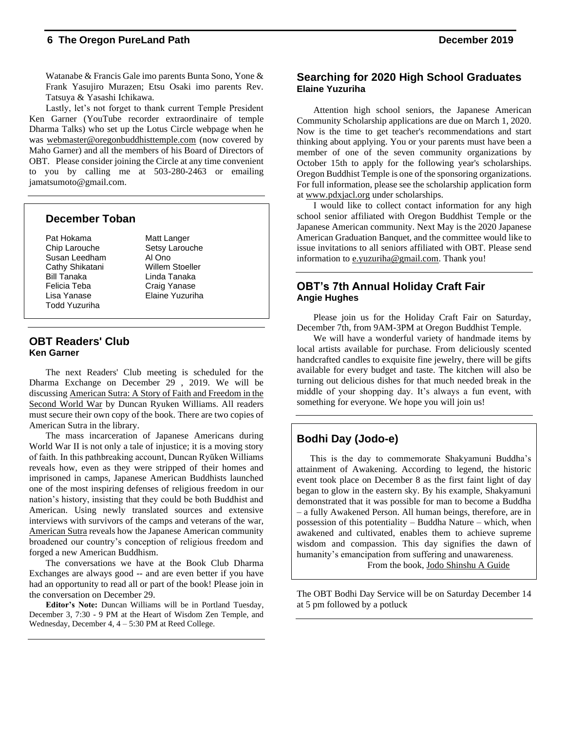Watanabe & Francis Gale imo parents Bunta Sono, Yone & Frank Yasujiro Murazen; Etsu Osaki imo parents Rev. Tatsuya & Yasashi Ichikawa.

Lastly, let's not forget to thank current Temple President Ken Garner (YouTube recorder extraordinaire of temple Dharma Talks) who set up the Lotus Circle webpage when he was webmaster@oregonbuddhisttemple.com (now covered by Maho Garner) and all the members of his Board of Directors of OBT. Please consider joining the Circle at any time convenient to you by calling me at 503-280-2463 or emailing jamatsumoto@gmail.com.

## December Toban

Pat Hokama
Chip Larouche
Susan Leedham
Cathy Shikatani
Bill Tanaka
Felicia Teba
Lisa Yanase
Todd Yuzuriha
Matt Langer
Setsy Larouche
Al Ono
Willem Stoeller
Linda Tanaka
Craig Yanase
Elaine Yuzuriha

## OBT Readers' Club
**Ken Garner**

The next Readers' Club meeting is scheduled for the Dharma Exchange on December 29 , 2019. We will be discussing American Sutra: A Story of Faith and Freedom in the Second World War by Duncan Ryuken Williams. All readers must secure their own copy of the book. There are two copies of American Sutra in the library.

The mass incarceration of Japanese Americans during World War II is not only a tale of injustice; it is a moving story of faith. In this pathbreaking account, Duncan Ryūken Williams reveals how, even as they were stripped of their homes and imprisoned in camps, Japanese American Buddhists launched one of the most inspiring defenses of religious freedom in our nation's history, insisting that they could be both Buddhist and American. Using newly translated sources and extensive interviews with survivors of the camps and veterans of the war, American Sutra reveals how the Japanese American community broadened our country's conception of religious freedom and forged a new American Buddhism.

The conversations we have at the Book Club Dharma Exchanges are always good -- and are even better if you have had an opportunity to read all or part of the book! Please join in the conversation on December 29.

**Editor's Note:** Duncan Williams will be in Portland Tuesday, December 3, 7:30 - 9 PM at the Heart of Wisdom Zen Temple, and Wednesday, December 4, 4 – 5:30 PM at Reed College.

## Searching for 2020 High School Graduates
**Elaine Yuzuriha**

Attention high school seniors, the Japanese American Community Scholarship applications are due on March 1, 2020. Now is the time to get teacher's recommendations and start thinking about applying. You or your parents must have been a member of one of the seven community organizations by October 15th to apply for the following year's scholarships. Oregon Buddhist Temple is one of the sponsoring organizations. For full information, please see the scholarship application form at www.pdxjacl.org under scholarships.

I would like to collect contact information for any high school senior affiliated with Oregon Buddhist Temple or the Japanese American community. Next May is the 2020 Japanese American Graduation Banquet, and the committee would like to issue invitations to all seniors affiliated with OBT. Please send information to e.yuzuriha@gmail.com. Thank you!

## OBT's 7th Annual Holiday Craft Fair
**Angie Hughes**

Please join us for the Holiday Craft Fair on Saturday, December 7th, from 9AM-3PM at Oregon Buddhist Temple.

We will have a wonderful variety of handmade items by local artists available for purchase. From deliciously scented handcrafted candles to exquisite fine jewelry, there will be gifts available for every budget and taste. The kitchen will also be turning out delicious dishes for that much needed break in the middle of your shopping day. It's always a fun event, with something for everyone. We hope you will join us!

## Bodhi Day (Jodo-e)

This is the day to commemorate Shakyamuni Buddha's attainment of Awakening. According to legend, the historic event took place on December 8 as the first faint light of day began to glow in the eastern sky. By his example, Shakyamuni demonstrated that it was possible for man to become a Buddha – a fully Awakened Person. All human beings, therefore, are in possession of this potentiality – Buddha Nature – which, when awakened and cultivated, enables them to achieve supreme wisdom and compassion. This day signifies the dawn of humanity's emancipation from suffering and unawareness.

From the book, Jodo Shinshu A Guide

The OBT Bodhi Day Service will be on Saturday December 14 at 5 pm followed by a potluck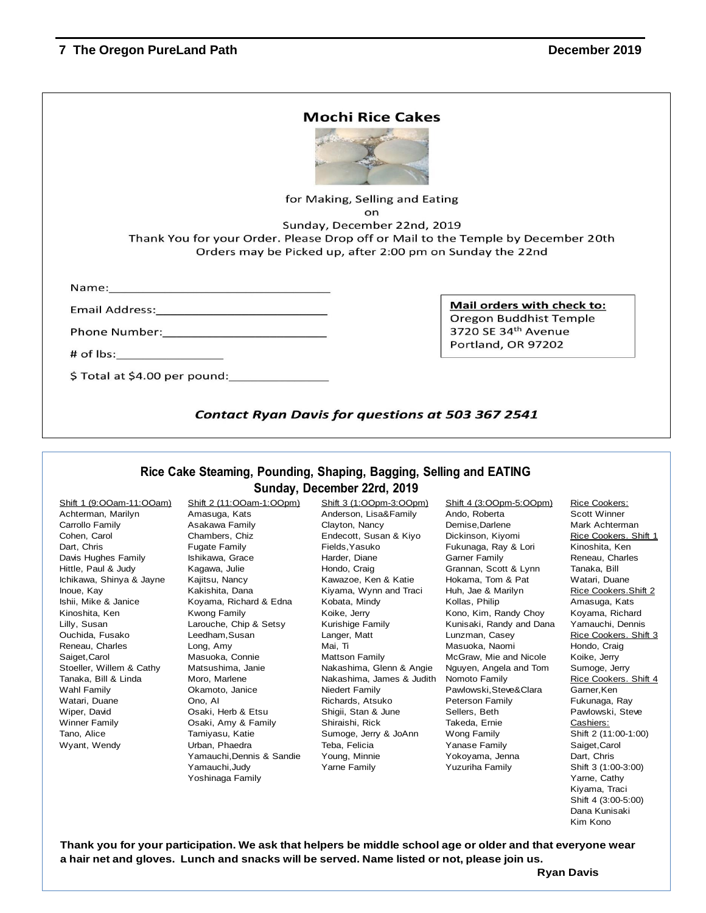# Mochi Rice Cakes

for Making, Selling and Eating

on

Sunday, December 22nd, 2019

Thank You for your Order. Please Drop off or Mail to the Temple by December 20th

Orders may be Picked up, after 2:00 pm on Sunday the 22nd

Name:\_\_\_\_\_\_\_\_\_\_\_\_\_\_\_\_\_\_\_\_\_\_\_\_\_\_\_\_\_\_

Email Address:\_\_\_\_\_\_\_\_\_\_\_\_\_\_\_\_\_\_\_\_\_\_\_\_\_

Phone Number:\_\_\_\_\_\_\_\_\_\_\_\_\_\_\_\_\_\_\_\_\_\_\_\_

# of lbs:\_\_\_\_\_\_\_\_\_\_\_\_\_\_\_\_

$ Total at $4.00 per pound:\_\_\_\_\_\_\_\_\_\_\_\_\_\_

**Mail orders with check to:**
Oregon Buddhist Temple
3720 SE 34th Avenue
Portland, OR 97202

***Contact Ryan Davis for questions at 503 367 2541***

## Rice Cake Steaming, Pounding, Shaping, Bagging, Selling and EATING
## Sunday, December 22rd, 2019

| Shift 1 (9:OOam-11:OOam) | Shift 2 (11:OOam-1:OOpm) | Shift 3 (1:OOpm-3:OOpm) | Shift 4 (3:OOpm-5:OOpm) | Rice Cookers: |
|---|---|---|---|---|
| Achterman, Marilyn | Amasuga, Kats | Anderson, Lisa&Family | Ando, Roberta | Scott Winner |
| Carrollo Family | Asakawa Family | Clayton, Nancy | Demise,Darlene | Mark Achterman |
| Cohen, Carol | Chambers, Chiz | Endecott, Susan & Kiyo | Dickinson, Kiyomi | Rice Cookers. Shift 1 |
| Dart, Chris | Fugate Family | Fields,Yasuko | Fukunaga, Ray & Lori | Kinoshita, Ken |
| Davis Hughes Family | Ishikawa, Grace | Harder, Diane | Garner Family | Reneau, Charles |
| Hittle, Paul & Judy | Kagawa, Julie | Hondo, Craig | Grannan, Scott & Lynn | Tanaka, Bill |
| Ichikawa, Shinya & Jayne | Kajitsu, Nancy | Kawazoe, Ken & Katie | Hokama, Tom & Pat | Watari, Duane |
| Inoue, Kay | Kakishita, Dana | Kiyama, Wynn and Traci | Huh, Jae & Marilyn | Rice Cookers.Shift 2 |
| Ishii, Mike & Janice | Koyama, Richard & Edna | Kobata, Mindy | Kollas, Philip | Amasuga, Kats |
| Kinoshita, Ken | Kwong Family | Koike, Jerry | Kono, Kim, Randy Choy | Koyama, Richard |
| Lilly, Susan | Larouche, Chip & Setsy | Kurishige Family | Kunisaki, Randy and Dana | Yamauchi, Dennis |
| Ouchida, Fusako | Leedham,Susan | Langer, Matt | Lunzman, Casey | Rice Cookers. Shift 3 |
| Reneau, Charles | Long, Amy | Mai, Ti | Masuoka, Naomi | Hondo, Craig |
| Saiget,Carol | Masuoka, Connie | Mattson Family | McGraw, Mie and Nicole | Koike, Jerry |
| Stoeller, Willem & Cathy | Matsushima, Janie | Nakashima, Glenn & Angie | Nguyen, Angela and Tom | Sumoge, Jerry |
| Tanaka, Bill & Linda | Moro, Marlene | Nakashima, James & Judith | Nomoto Family | Rice Cookers. Shift 4 |
| Wahl Family | Okamoto, Janice | Niedert Family | Pawlowski,Steve&Clara | Garner,Ken |
| Watari, Duane | Ono, Al | Richards, Atsuko | Peterson Family | Fukunaga, Ray |
| Wiper, David | Osaki, Herb & Etsu | Shigii, Stan & June | Sellers, Beth | Pawlowski, Steve |
| Winner Family | Osaki, Amy & Family | Shiraishi, Rick | Takeda, Ernie | Cashiers: |
| Tano, Alice | Tamiyasu, Katie | Sumoge, Jerry & JoAnn | Wong Family | Shift 2 (11:00-1:00) |
| Wyant, Wendy | Urban, Phaedra | Teba, Felicia | Yanase Family | Saiget,Carol |
| | Yamauchi,Dennis & Sandie | Young, Minnie | Yokoyama, Jenna | Dart, Chris |
| | Yamauchi,Judy | Yarne Family | Yuzuriha Family | Shift 3 (1:00-3:00) |
| | Yoshinaga Family | | | Yarne, Cathy |
| | | | | Kiyama, Traci |
| | | | | Shift 4 (3:00-5:00) |
| | | | | Dana Kunisaki |
| | | | | Kim Kono |

**Thank you for your participation. We ask that helpers be middle school age or older and that everyone wear a hair net and gloves. Lunch and snacks will be served. Name listed or not, please join us.**

**Ryan Davis**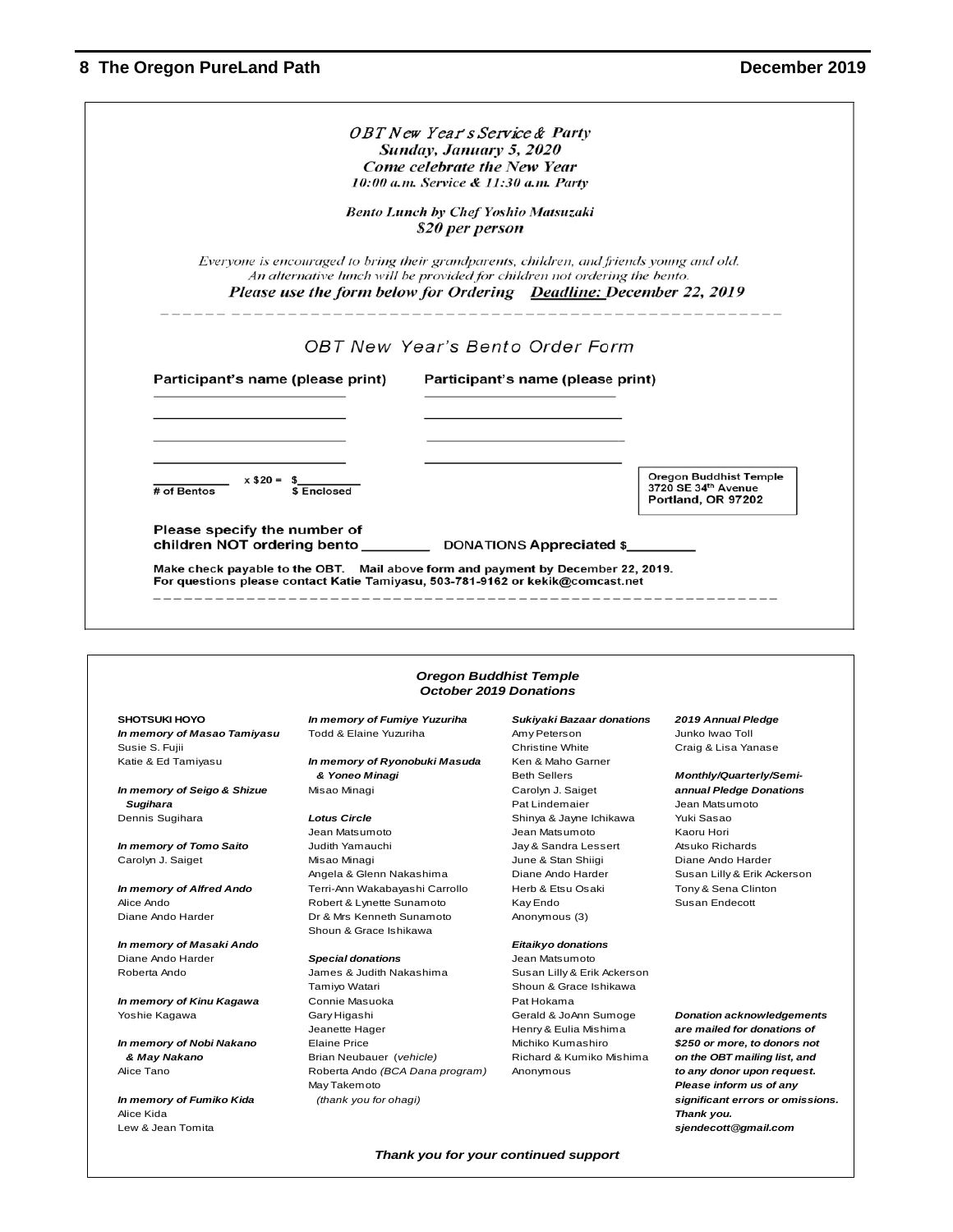*OBT New Year's Service & Party*
***Sunday, January 5, 2020***
***Come celebrate the New Year***
***10:00 a.m. Service & 11:30 a.m. Party***

***Bento Lunch by Chef Yoshio Matsuzaki***
***$20 per person***

*Everyone is encouraged to bring their grandparents, children, and friends young and old.*
*An alternative lunch will be provided for children not ordering the bento.*
***Please use the form below for Ordering Deadline: December 22, 2019***

## OBT New Year's Bento Order Form

**Participant's name (please print)** **Participant's name (please print)**

\_\_\_\_\_\_\_\_\_\_\_\_\_\_\_\_\_\_\_\_\_\_\_\_ \_\_\_\_\_\_\_\_\_\_\_\_\_\_\_\_\_\_\_\_\_\_\_\_

\_\_\_\_\_\_\_\_\_\_\_\_\_\_\_\_\_\_\_\_\_\_\_\_ \_\_\_\_\_\_\_\_\_\_\_\_\_\_\_\_\_\_\_\_\_\_\_\_

\_\_\_\_\_\_\_\_\_\_\_\_\_\_\_\_\_\_\_\_\_\_\_\_ \_\_\_\_\_\_\_\_\_\_\_\_\_\_\_\_\_\_\_\_\_\_\_\_

\_\_\_\_\_\_\_\_\_\_\_\_\_\_\_\_\_\_\_\_\_\_\_\_ \_\_\_\_\_\_\_\_\_\_\_\_\_\_\_\_\_\_\_\_\_\_\_\_

\_\_\_\_\_\_\_\_\_\_ x $20 = $\_\_\_\_\_\_\_\_\_
**# of Bentos** **$ Enclosed**

**Oregon Buddhist Temple**
**3720 SE 34th Avenue**
**Portland, OR 97202**

**Please specify the number of children NOT ordering bento \_\_\_\_\_\_\_\_\_** DONATIONS **Appreciated $\_\_\_\_\_\_\_\_\_**

**Make check payable to the OBT. Mail above form and payment by December 22, 2019.**
**For questions please contact Katie Tamiyasu, 503-781-9162 or kekik@comcast.net**

---

## *Oregon Buddhist Temple*
## *October 2019 Donations*

**SHOTSUKI HOYO**

***In memory of Masao Tamiyasu***
Susie S. Fujii
Katie & Ed Tamiyasu

***In memory of Seigo & Shizue Sugihara***
Dennis Sugihara

***In memory of Tomo Saito***
Carolyn J. Saiget

***In memory of Alfred Ando***
Alice Ando
Diane Ando Harder

***In memory of Masaki Ando***
Diane Ando Harder
Roberta Ando

***In memory of Kinu Kagawa***
Yoshie Kagawa

***In memory of Nobi Nakano & May Nakano***
Alice Tano

***In memory of Fumiko Kida***
Alice Kida
Lew & Jean Tomita

***In memory of Fumiye Yuzuriha***
Todd & Elaine Yuzuriha

***In memory of Ryonobuki Masuda & Yoneo Minagi***
Misao Minagi

***Lotus Circle***
Jean Matsumoto
Judith Yamauchi
Misao Minagi
Angela & Glenn Nakashima
Terri-Ann Wakabayashi Carrollo
Robert & Lynette Sunamoto
Dr & Mrs Kenneth Sunamoto
Shoun & Grace Ishikawa

***Special donations***
James & Judith Nakashima
Tamiyo Watari
Connie Masuoka
Gary Higashi
Jeanette Hager
Elaine Price
Brian Neubauer *(vehicle)*
Roberta Ando *(BCA Dana program)*
May Takemoto
*(thank you for ohagi)*

***Sukiyaki Bazaar donations***
Amy Peterson
Christine White
Ken & Maho Garner
Beth Sellers
Carolyn J. Saiget
Pat Lindemaier
Shinya & Jayne Ichikawa
Jean Matsumoto
Jay & Sandra Lessert
June & Stan Shiigi
Diane Ando Harder
Herb & Etsu Osaki
Kay Endo
Anonymous (3)

***Eitaikyo donations***
Jean Matsumoto
Susan Lilly & Erik Ackerson
Shoun & Grace Ishikawa
Pat Hokama
Gerald & JoAnn Sumoge
Henry & Eulia Mishima
Michiko Kumashiro
Richard & Kumiko Mishima
Anonymous

***2019 Annual Pledge***
Junko Iwao Toll
Craig & Lisa Yanase

***Monthly/Quarterly/Semi-annual Pledge Donations***
Jean Matsumoto
Yuki Sasao
Kaoru Hori
Atsuko Richards
Diane Ando Harder
Susan Lilly & Erik Ackerson
Tony & Sena Clinton
Susan Endecott

***Donation acknowledgements are mailed for donations of $250 or more, to donors not on the OBT mailing list, and to any donor upon request. Please inform us of any significant errors or omissions. Thank you.***
***sjendecott@gmail.com***

***Thank you for your continued support***